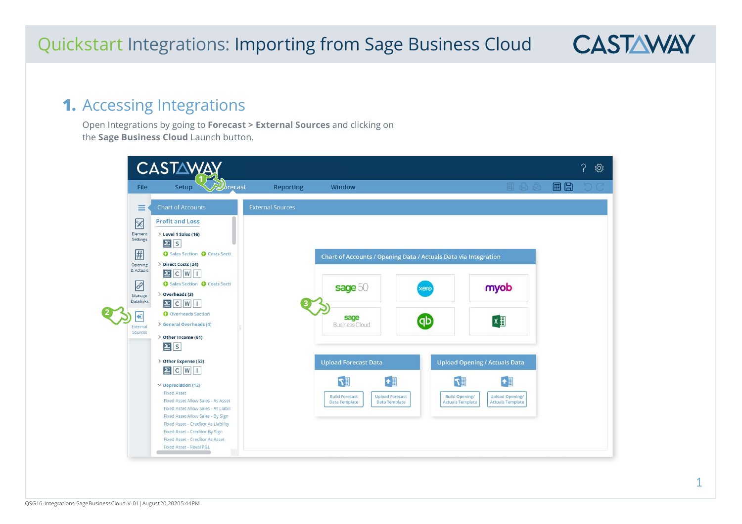# Quickstart Integrations: Importing from Sage Business Cloud

## 1. Accessing Integrations

Open Integrations by going to **Forecast > External Sources** and clicking on the **Sage Business Cloud** Launch button.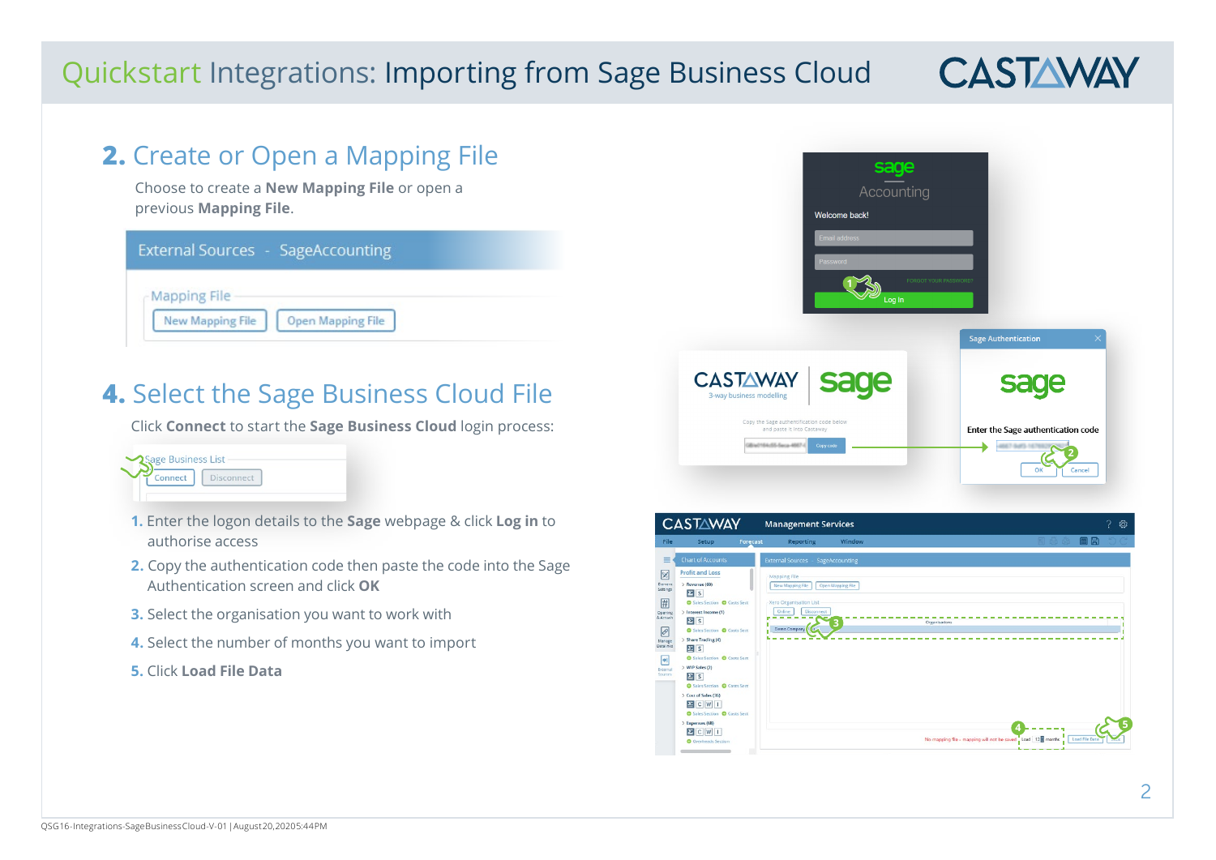## 2. Create or Open a Mapping File

Choose to create a **New Mapping File** or open a previous **Mapping File**.

## 4. Select the Sage Business Cloud File

Click **Connect** to start the **Sage Business Cloud** login process:

1. Enter the logon details to the **Sage** webpage & click **Log in** to authorise access
2. Copy the authentication code then paste the code into the Sage Authentication screen and click **OK**
3. Select the organisation you want to work with
4. Select the number of months you want to import
5. Click **Load File Data**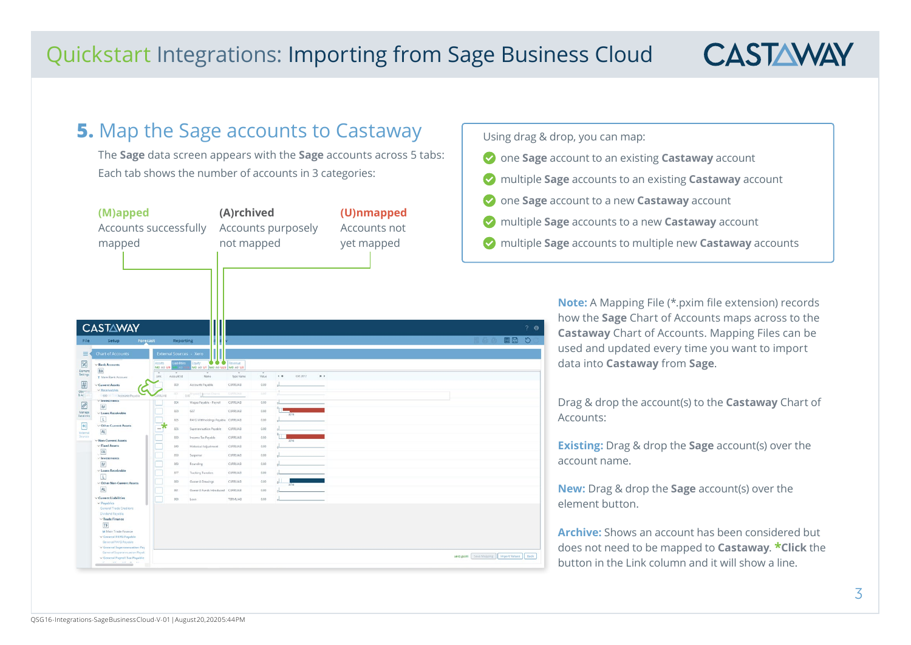# Quickstart Integrations: Importing from Sage Business Cloud

## 5. Map the Sage accounts to Castaway

The **Sage** data screen appears with the **Sage** accounts across 5 tabs: Each tab shows the number of accounts in 3 categories:

**(M)apped**
Accounts successfully mapped

**(A)rchived**
Accounts purposely not mapped

**(U)nmapped**
Accounts not yet mapped

Using drag & drop, you can map:

- one **Sage** account to an existing **Castaway** account
- multiple **Sage** accounts to an existing **Castaway** account
- one **Sage** account to a new **Castaway** account
- multiple **Sage** accounts to a new **Castaway** account
- multiple **Sage** accounts to multiple new **Castaway** accounts

**Note:** A Mapping File (*.pxim file extension) records how the **Sage** Chart of Accounts maps across to the **Castaway** Chart of Accounts. Mapping Files can be used and updated every time you want to import data into **Castaway** from **Sage**.

Drag & drop the account(s) to the **Castaway** Chart of Accounts:

**Existing:** Drag & drop the **Sage** account(s) over the account name.

**New:** Drag & drop the **Sage** account(s) over the element button.

**Archive:** Shows an account has been considered but does not need to be mapped to **Castaway**. ***Click** the button in the Link column and it will show a line.

QSG16-Integrations-SageBusinessCloud-V-01 | August 20, 2020 5:44 PM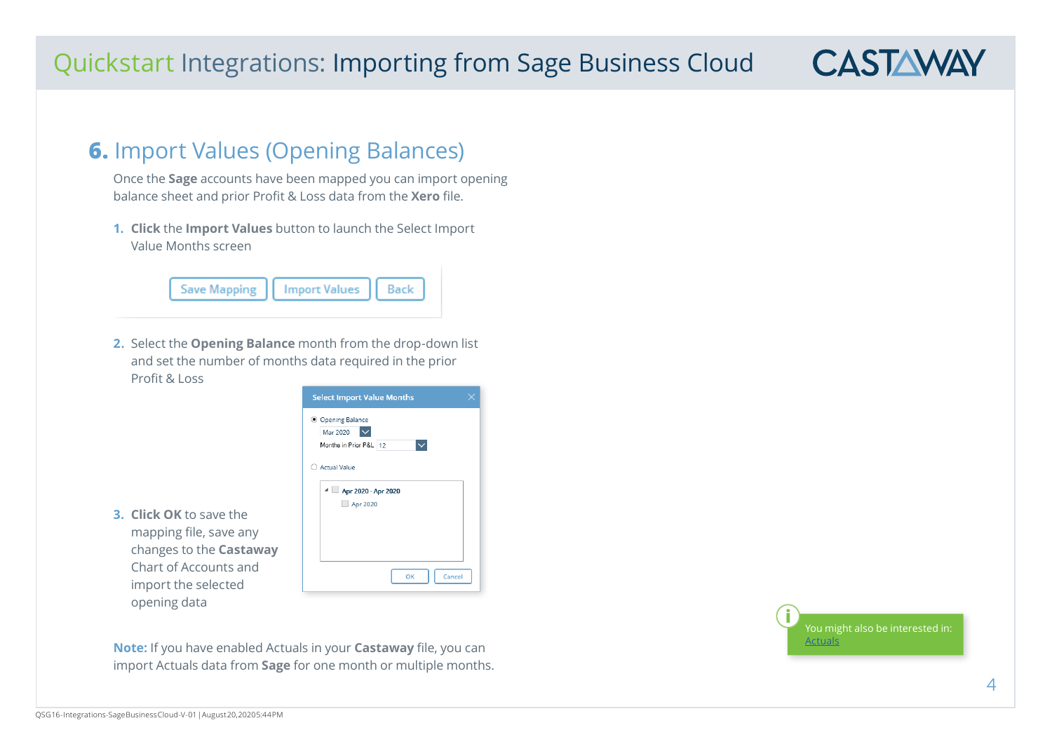## 6. Import Values (Opening Balances)

Once the **Sage** accounts have been mapped you can import opening balance sheet and prior Profit & Loss data from the **Xero** file.

1. **Click** the **Import Values** button to launch the Select Import Value Months screen

   Save Mapping | Import Values | Back

2. Select the **Opening Balance** month from the drop-down list and set the number of months data required in the prior Profit & Loss

   Select Import Value Months

   Opening Balance
   Mar 2020
   Months in Prior P&L 12
   Actual Value
   Apr 2020 - Apr 2020
   Apr 2020
   OK Cancel

3. **Click OK** to save the mapping file, save any changes to the **Castaway** Chart of Accounts and import the selected opening data

**Note:** If you have enabled Actuals in your **Castaway** file, you can import Actuals data from **Sage** for one month or multiple months.

You might also be interested in: Actuals